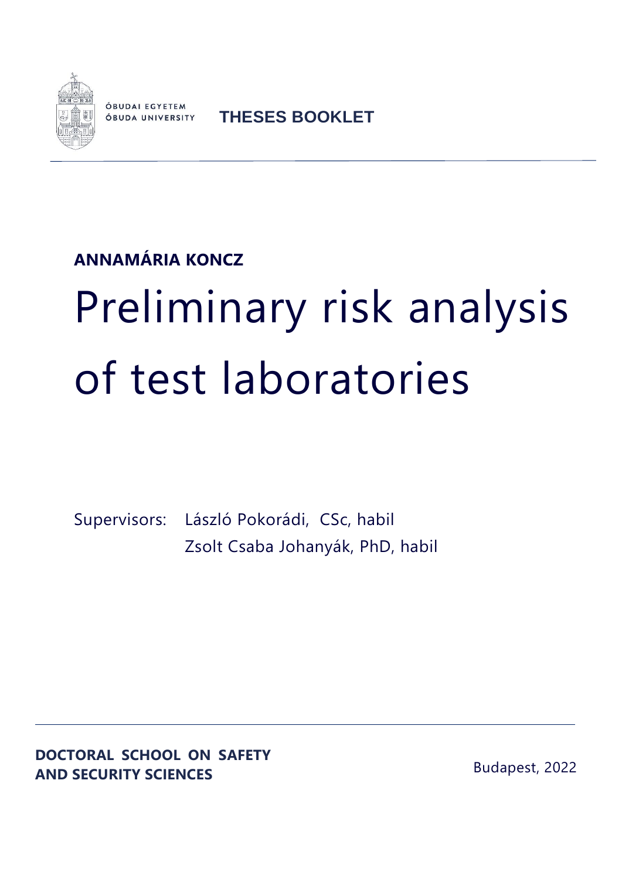ÓBUDAI EGYETEM
ÓBUDA UNIVERSITY

**THESES BOOKLET**

**ANNAMÁRIA KONCZ**

# Preliminary risk analysis of test laboratories

Supervisors: László Pokorádi, CSc, habil
Zsolt Csaba Johanyák, PhD, habil

**DOCTORAL SCHOOL ON SAFETY AND SECURITY SCIENCES**

Budapest, 2022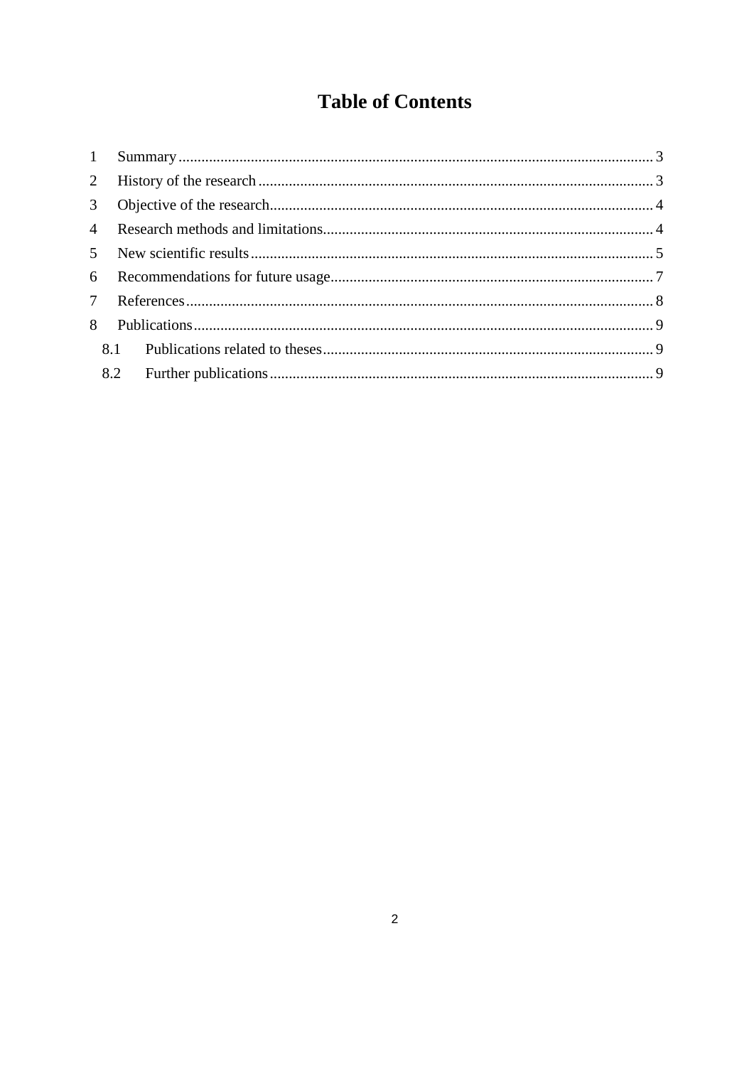# Table of Contents

1 Summary ..... 3
2 History of the research ..... 3
3 Objective of the research ..... 4
4 Research methods and limitations ..... 4
5 New scientific results ..... 5
6 Recommendations for future usage ..... 7
7 References ..... 8
8 Publications ..... 9
  8.1 Publications related to theses ..... 9
  8.2 Further publications ..... 9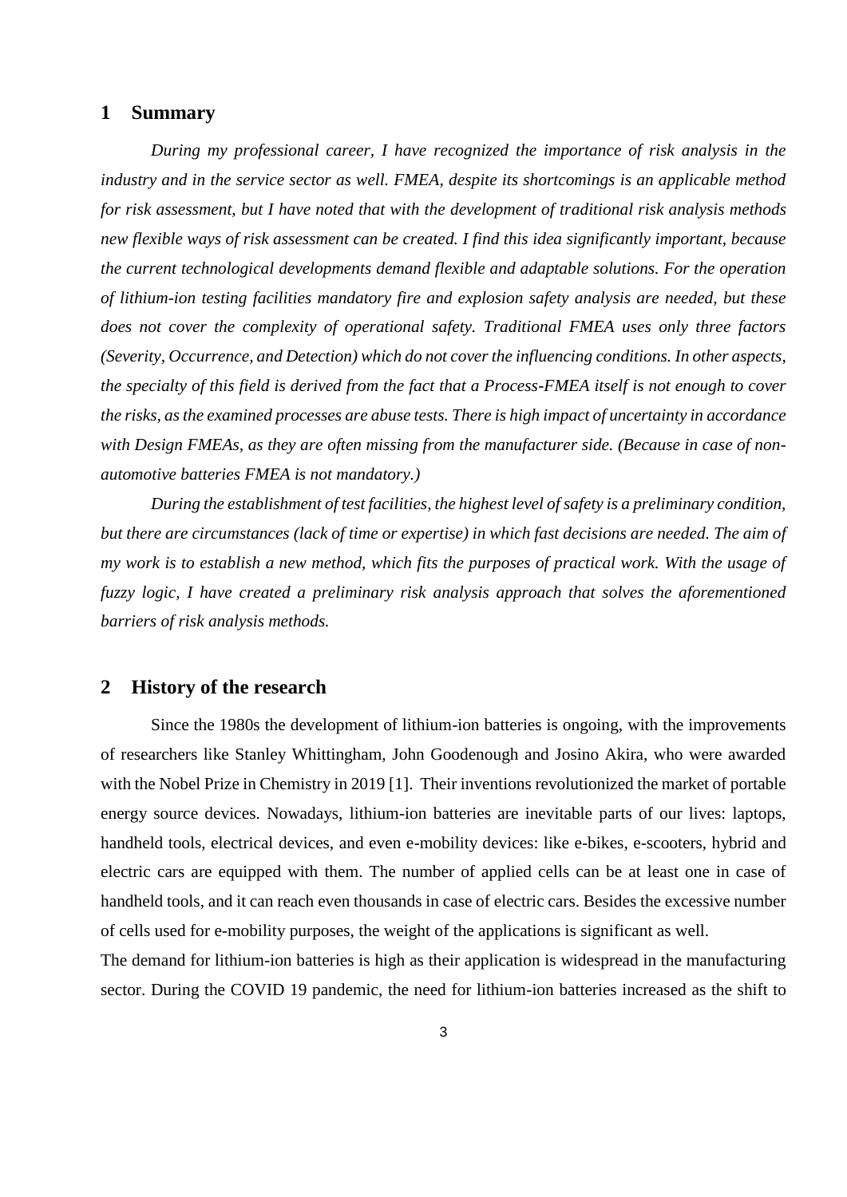## 1 Summary

*During my professional career, I have recognized the importance of risk analysis in the industry and in the service sector as well. FMEA, despite its shortcomings is an applicable method for risk assessment, but I have noted that with the development of traditional risk analysis methods new flexible ways of risk assessment can be created. I find this idea significantly important, because the current technological developments demand flexible and adaptable solutions. For the operation of lithium-ion testing facilities mandatory fire and explosion safety analysis are needed, but these does not cover the complexity of operational safety. Traditional FMEA uses only three factors (Severity, Occurrence, and Detection) which do not cover the influencing conditions. In other aspects, the specialty of this field is derived from the fact that a Process-FMEA itself is not enough to cover the risks, as the examined processes are abuse tests. There is high impact of uncertainty in accordance with Design FMEAs, as they are often missing from the manufacturer side. (Because in case of non-automotive batteries FMEA is not mandatory.)*

*During the establishment of test facilities, the highest level of safety is a preliminary condition, but there are circumstances (lack of time or expertise) in which fast decisions are needed. The aim of my work is to establish a new method, which fits the purposes of practical work. With the usage of fuzzy logic, I have created a preliminary risk analysis approach that solves the aforementioned barriers of risk analysis methods.*

## 2 History of the research

Since the 1980s the development of lithium-ion batteries is ongoing, with the improvements of researchers like Stanley Whittingham, John Goodenough and Josino Akira, who were awarded with the Nobel Prize in Chemistry in 2019 [1]. Their inventions revolutionized the market of portable energy source devices. Nowadays, lithium-ion batteries are inevitable parts of our lives: laptops, handheld tools, electrical devices, and even e-mobility devices: like e-bikes, e-scooters, hybrid and electric cars are equipped with them. The number of applied cells can be at least one in case of handheld tools, and it can reach even thousands in case of electric cars. Besides the excessive number of cells used for e-mobility purposes, the weight of the applications is significant as well.

The demand for lithium-ion batteries is high as their application is widespread in the manufacturing sector. During the COVID 19 pandemic, the need for lithium-ion batteries increased as the shift to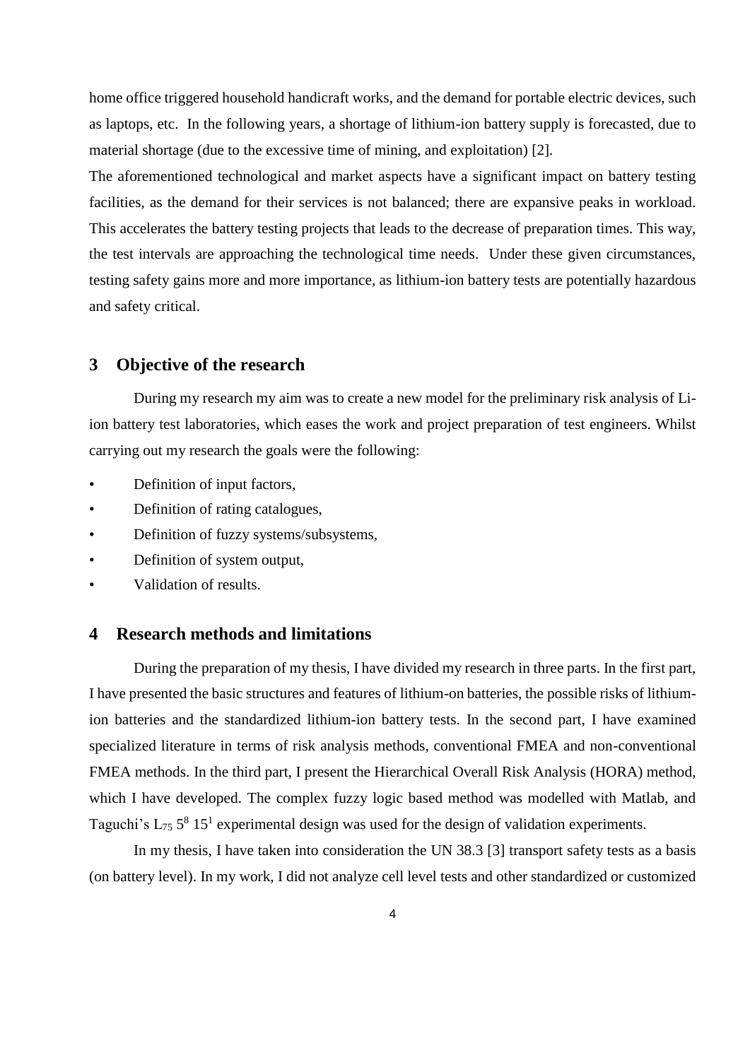home office triggered household handicraft works, and the demand for portable electric devices, such as laptops, etc. In the following years, a shortage of lithium-ion battery supply is forecasted, due to material shortage (due to the excessive time of mining, and exploitation) [2].

The aforementioned technological and market aspects have a significant impact on battery testing facilities, as the demand for their services is not balanced; there are expansive peaks in workload. This accelerates the battery testing projects that leads to the decrease of preparation times. This way, the test intervals are approaching the technological time needs. Under these given circumstances, testing safety gains more and more importance, as lithium-ion battery tests are potentially hazardous and safety critical.

## 3 Objective of the research

During my research my aim was to create a new model for the preliminary risk analysis of Li-ion battery test laboratories, which eases the work and project preparation of test engineers. Whilst carrying out my research the goals were the following:

- Definition of input factors,
- Definition of rating catalogues,
- Definition of fuzzy systems/subsystems,
- Definition of system output,
- Validation of results.

## 4 Research methods and limitations

During the preparation of my thesis, I have divided my research in three parts. In the first part, I have presented the basic structures and features of lithium-on batteries, the possible risks of lithium-ion batteries and the standardized lithium-ion battery tests. In the second part, I have examined specialized literature in terms of risk analysis methods, conventional FMEA and non-conventional FMEA methods. In the third part, I present the Hierarchical Overall Risk Analysis (HORA) method, which I have developed. The complex fuzzy logic based method was modelled with Matlab, and Taguchi's $L_{75}\ 5^8\ 15^1$ experimental design was used for the design of validation experiments.

In my thesis, I have taken into consideration the UN 38.3 [3] transport safety tests as a basis (on battery level). In my work, I did not analyze cell level tests and other standardized or customized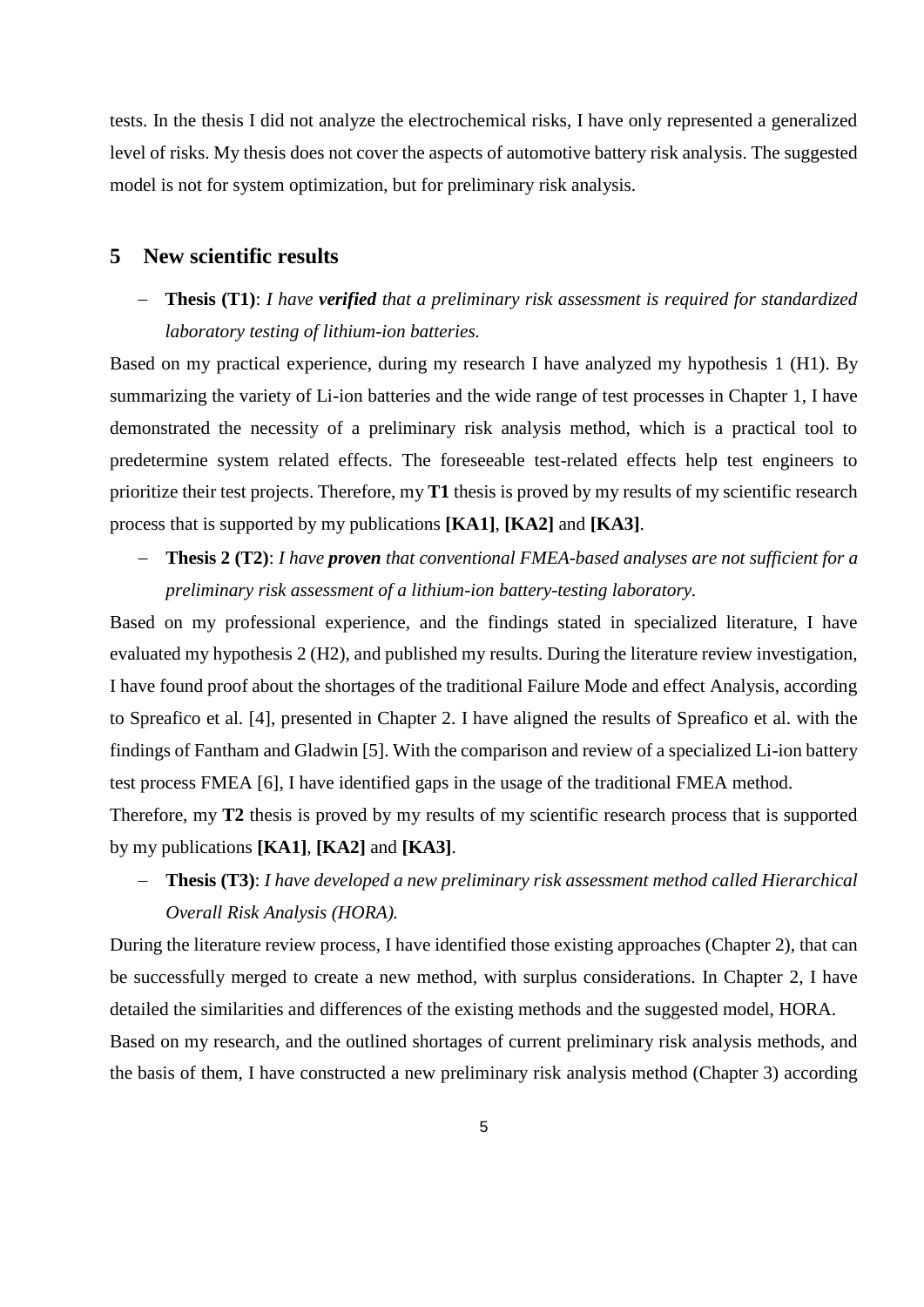tests. In the thesis I did not analyze the electrochemical risks, I have only represented a generalized level of risks. My thesis does not cover the aspects of automotive battery risk analysis. The suggested model is not for system optimization, but for preliminary risk analysis.

## 5 New scientific results

- **Thesis (T1)**: *I have **verified** that a preliminary risk assessment is required for standardized laboratory testing of lithium-ion batteries.*

Based on my practical experience, during my research I have analyzed my hypothesis 1 (H1). By summarizing the variety of Li-ion batteries and the wide range of test processes in Chapter 1, I have demonstrated the necessity of a preliminary risk analysis method, which is a practical tool to predetermine system related effects. The foreseeable test-related effects help test engineers to prioritize their test projects. Therefore, my **T1** thesis is proved by my results of my scientific research process that is supported by my publications **[KA1]**, **[KA2]** and **[KA3]**.

- **Thesis 2 (T2)**: *I have **proven** that conventional FMEA-based analyses are not sufficient for a preliminary risk assessment of a lithium-ion battery-testing laboratory.*

Based on my professional experience, and the findings stated in specialized literature, I have evaluated my hypothesis 2 (H2), and published my results. During the literature review investigation, I have found proof about the shortages of the traditional Failure Mode and effect Analysis, according to Spreafico et al. [4], presented in Chapter 2. I have aligned the results of Spreafico et al. with the findings of Fantham and Gladwin [5]. With the comparison and review of a specialized Li-ion battery test process FMEA [6], I have identified gaps in the usage of the traditional FMEA method.

Therefore, my **T2** thesis is proved by my results of my scientific research process that is supported by my publications **[KA1]**, **[KA2]** and **[KA3]**.

- **Thesis (T3)**: *I have developed a new preliminary risk assessment method called Hierarchical Overall Risk Analysis (HORA).*

During the literature review process, I have identified those existing approaches (Chapter 2), that can be successfully merged to create a new method, with surplus considerations. In Chapter 2, I have detailed the similarities and differences of the existing methods and the suggested model, HORA.

Based on my research, and the outlined shortages of current preliminary risk analysis methods, and the basis of them, I have constructed a new preliminary risk analysis method (Chapter 3) according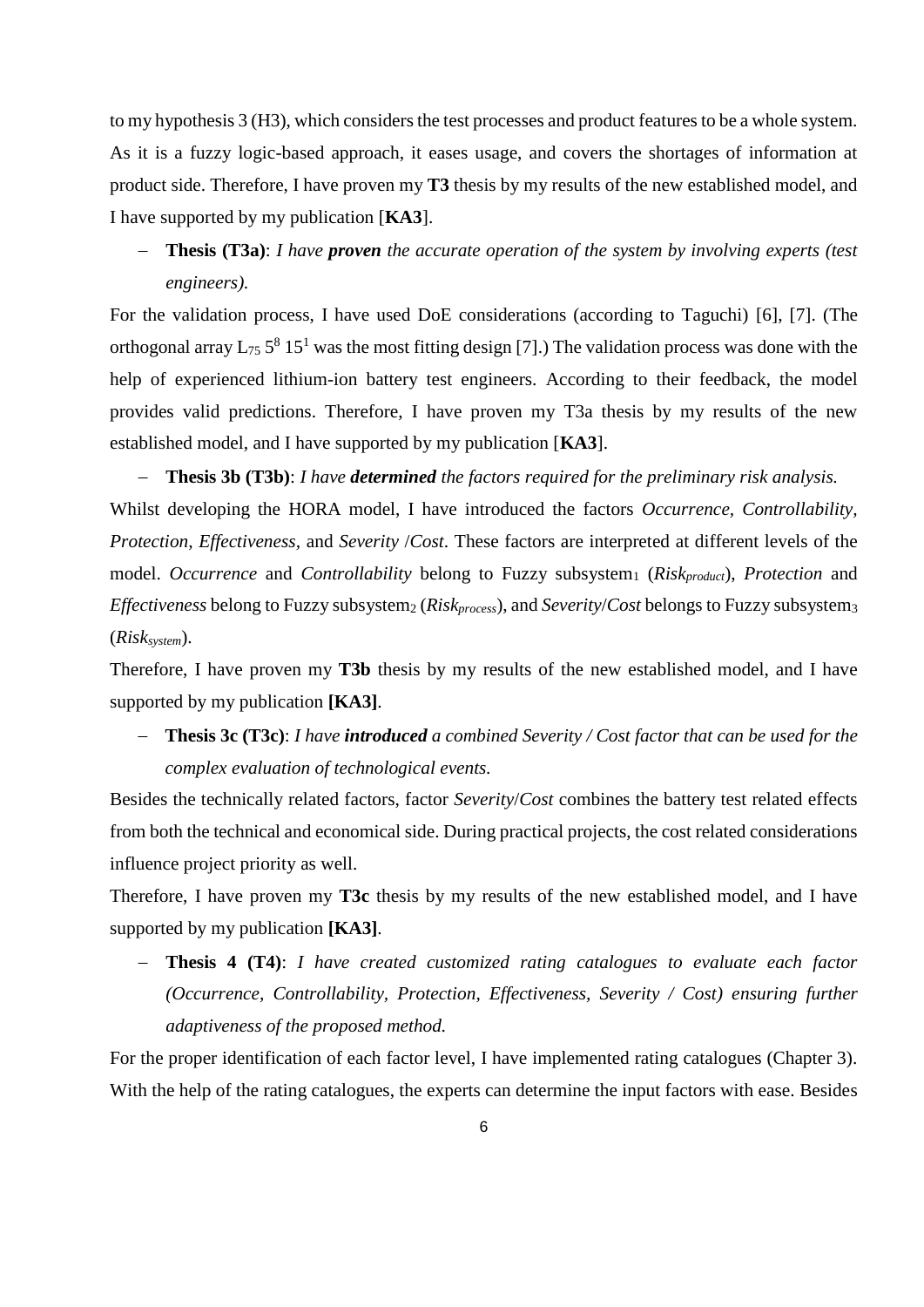to my hypothesis 3 (H3), which considers the test processes and product features to be a whole system. As it is a fuzzy logic-based approach, it eases usage, and covers the shortages of information at product side. Therefore, I have proven my **T3** thesis by my results of the new established model, and I have supported by my publication [**KA3**].

- **Thesis (T3a)**: *I have **proven** the accurate operation of the system by involving experts (test engineers).*

For the validation process, I have used DoE considerations (according to Taguchi) [6], [7]. (The orthogonal array $L_{75}\ 5^{8}\ 15^{1}$ was the most fitting design [7].) The validation process was done with the help of experienced lithium-ion battery test engineers. According to their feedback, the model provides valid predictions. Therefore, I have proven my T3a thesis by my results of the new established model, and I have supported by my publication [**KA3**].

- **Thesis 3b (T3b)**: *I have **determined** the factors required for the preliminary risk analysis.*

Whilst developing the HORA model, I have introduced the factors *Occurrence, Controllability, Protection, Effectiveness,* and *Severity* /*Cost*. These factors are interpreted at different levels of the model. *Occurrence* and *Controllability* belong to Fuzzy subsystem$_1$ ($Risk_{product}$), *Protection* and *Effectiveness* belong to Fuzzy subsystem$_2$ ($Risk_{process}$), and *Severity*/*Cost* belongs to Fuzzy subsystem$_3$ ($Risk_{system}$).

Therefore, I have proven my **T3b** thesis by my results of the new established model, and I have supported by my publication **[KA3]**.

- **Thesis 3c (T3c)**: *I have **introduced** a combined Severity / Cost factor that can be used for the complex evaluation of technological events.*

Besides the technically related factors, factor *Severity*/*Cost* combines the battery test related effects from both the technical and economical side. During practical projects, the cost related considerations influence project priority as well.

Therefore, I have proven my **T3c** thesis by my results of the new established model, and I have supported by my publication **[KA3]**.

- **Thesis 4 (T4)**: *I have created customized rating catalogues to evaluate each factor (Occurrence, Controllability, Protection, Effectiveness, Severity / Cost) ensuring further adaptiveness of the proposed method.*

For the proper identification of each factor level, I have implemented rating catalogues (Chapter 3). With the help of the rating catalogues, the experts can determine the input factors with ease. Besides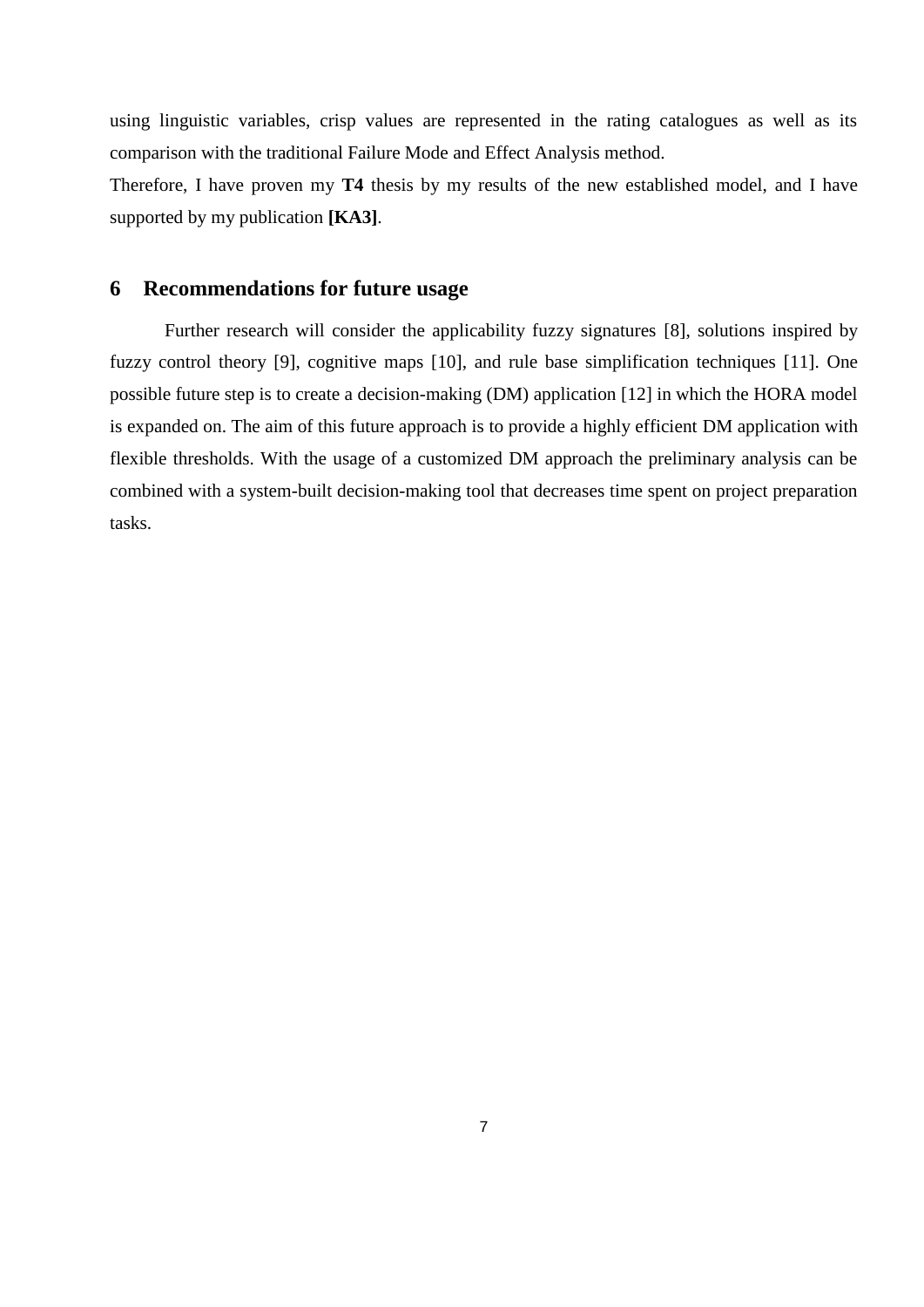using linguistic variables, crisp values are represented in the rating catalogues as well as its comparison with the traditional Failure Mode and Effect Analysis method.

Therefore, I have proven my **T4** thesis by my results of the new established model, and I have supported by my publication **[KA3]**.

## 6 Recommendations for future usage

Further research will consider the applicability fuzzy signatures [8], solutions inspired by fuzzy control theory [9], cognitive maps [10], and rule base simplification techniques [11]. One possible future step is to create a decision-making (DM) application [12] in which the HORA model is expanded on. The aim of this future approach is to provide a highly efficient DM application with flexible thresholds. With the usage of a customized DM approach the preliminary analysis can be combined with a system-built decision-making tool that decreases time spent on project preparation tasks.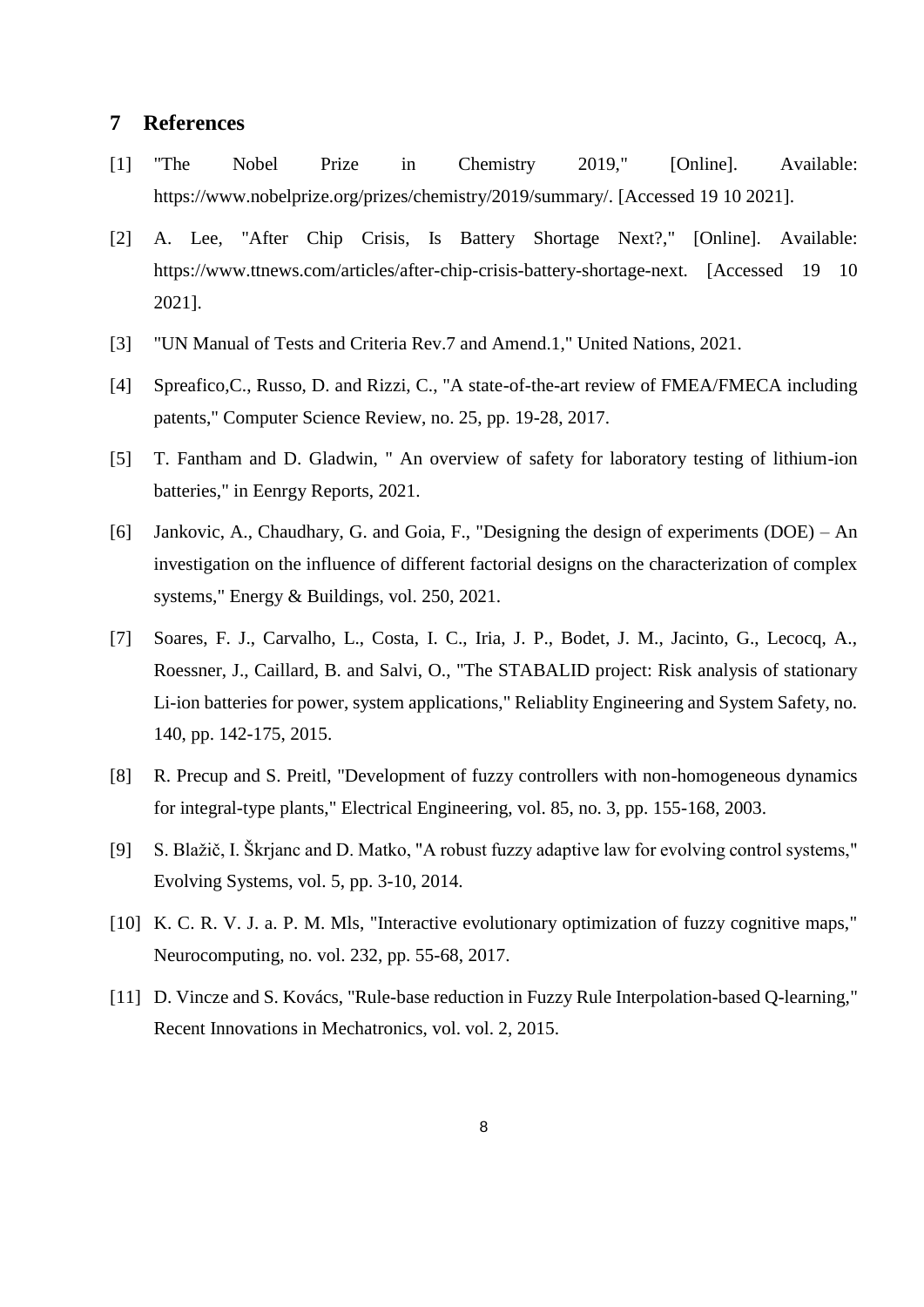## 7 References

[1] "The Nobel Prize in Chemistry 2019," [Online]. Available: https://www.nobelprize.org/prizes/chemistry/2019/summary/. [Accessed 19 10 2021].

[2] A. Lee, "After Chip Crisis, Is Battery Shortage Next?," [Online]. Available: https://www.ttnews.com/articles/after-chip-crisis-battery-shortage-next. [Accessed 19 10 2021].

[3] "UN Manual of Tests and Criteria Rev.7 and Amend.1," United Nations, 2021.

[4] Spreafico,C., Russo, D. and Rizzi, C., "A state-of-the-art review of FMEA/FMECA including patents," Computer Science Review, no. 25, pp. 19-28, 2017.

[5] T. Fantham and D. Gladwin, " An overview of safety for laboratory testing of lithium-ion batteries," in Eenrgy Reports, 2021.

[6] Jankovic, A., Chaudhary, G. and Goia, F., "Designing the design of experiments (DOE) – An investigation on the influence of different factorial designs on the characterization of complex systems," Energy & Buildings, vol. 250, 2021.

[7] Soares, F. J., Carvalho, L., Costa, I. C., Iria, J. P., Bodet, J. M., Jacinto, G., Lecocq, A., Roessner, J., Caillard, B. and Salvi, O., "The STABALID project: Risk analysis of stationary Li-ion batteries for power, system applications," Reliablity Engineering and System Safety, no. 140, pp. 142-175, 2015.

[8] R. Precup and S. Preitl, "Development of fuzzy controllers with non-homogeneous dynamics for integral-type plants," Electrical Engineering, vol. 85, no. 3, pp. 155-168, 2003.

[9] S. Blažič, I. Škrjanc and D. Matko, "A robust fuzzy adaptive law for evolving control systems," Evolving Systems, vol. 5, pp. 3-10, 2014.

[10] K. C. R. V. J. a. P. M. Mls, "Interactive evolutionary optimization of fuzzy cognitive maps," Neurocomputing, no. vol. 232, pp. 55-68, 2017.

[11] D. Vincze and S. Kovács, "Rule-base reduction in Fuzzy Rule Interpolation-based Q-learning," Recent Innovations in Mechatronics, vol. vol. 2, 2015.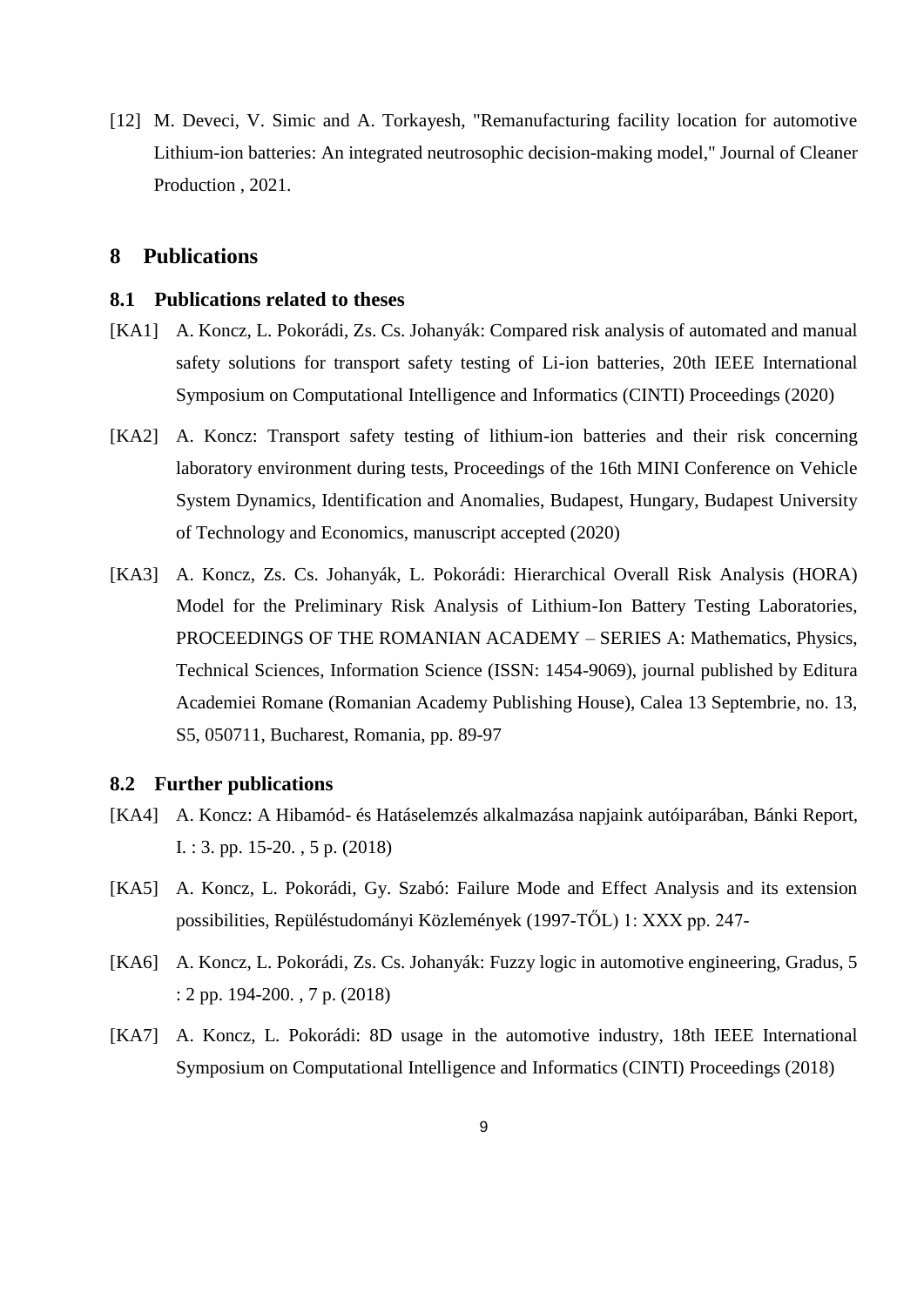[12] M. Deveci, V. Simic and A. Torkayesh, "Remanufacturing facility location for automotive Lithium-ion batteries: An integrated neutrosophic decision-making model," Journal of Cleaner Production , 2021.

# 8 Publications

## 8.1 Publications related to theses

[KA1] A. Koncz, L. Pokorádi, Zs. Cs. Johanyák: Compared risk analysis of automated and manual safety solutions for transport safety testing of Li-ion batteries, 20th IEEE International Symposium on Computational Intelligence and Informatics (CINTI) Proceedings (2020)

[KA2] A. Koncz: Transport safety testing of lithium-ion batteries and their risk concerning laboratory environment during tests, Proceedings of the 16th MINI Conference on Vehicle System Dynamics, Identification and Anomalies, Budapest, Hungary, Budapest University of Technology and Economics, manuscript accepted (2020)

[KA3] A. Koncz, Zs. Cs. Johanyák, L. Pokorádi: Hierarchical Overall Risk Analysis (HORA) Model for the Preliminary Risk Analysis of Lithium-Ion Battery Testing Laboratories, PROCEEDINGS OF THE ROMANIAN ACADEMY – SERIES A: Mathematics, Physics, Technical Sciences, Information Science (ISSN: 1454-9069), journal published by Editura Academiei Romane (Romanian Academy Publishing House), Calea 13 Septembrie, no. 13, S5, 050711, Bucharest, Romania, pp. 89-97

## 8.2 Further publications

[KA4] A. Koncz: A Hibamód- és Hatáselemzés alkalmazása napjaink autóiparában, Bánki Report, I. : 3. pp. 15-20. , 5 p. (2018)

[KA5] A. Koncz, L. Pokorádi, Gy. Szabó: Failure Mode and Effect Analysis and its extension possibilities, Repüléstudományi Közlemények (1997-TŐL) 1: XXX pp. 247-

[KA6] A. Koncz, L. Pokorádi, Zs. Cs. Johanyák: Fuzzy logic in automotive engineering, Gradus, 5 : 2 pp. 194-200. , 7 p. (2018)

[KA7] A. Koncz, L. Pokorádi: 8D usage in the automotive industry, 18th IEEE International Symposium on Computational Intelligence and Informatics (CINTI) Proceedings (2018)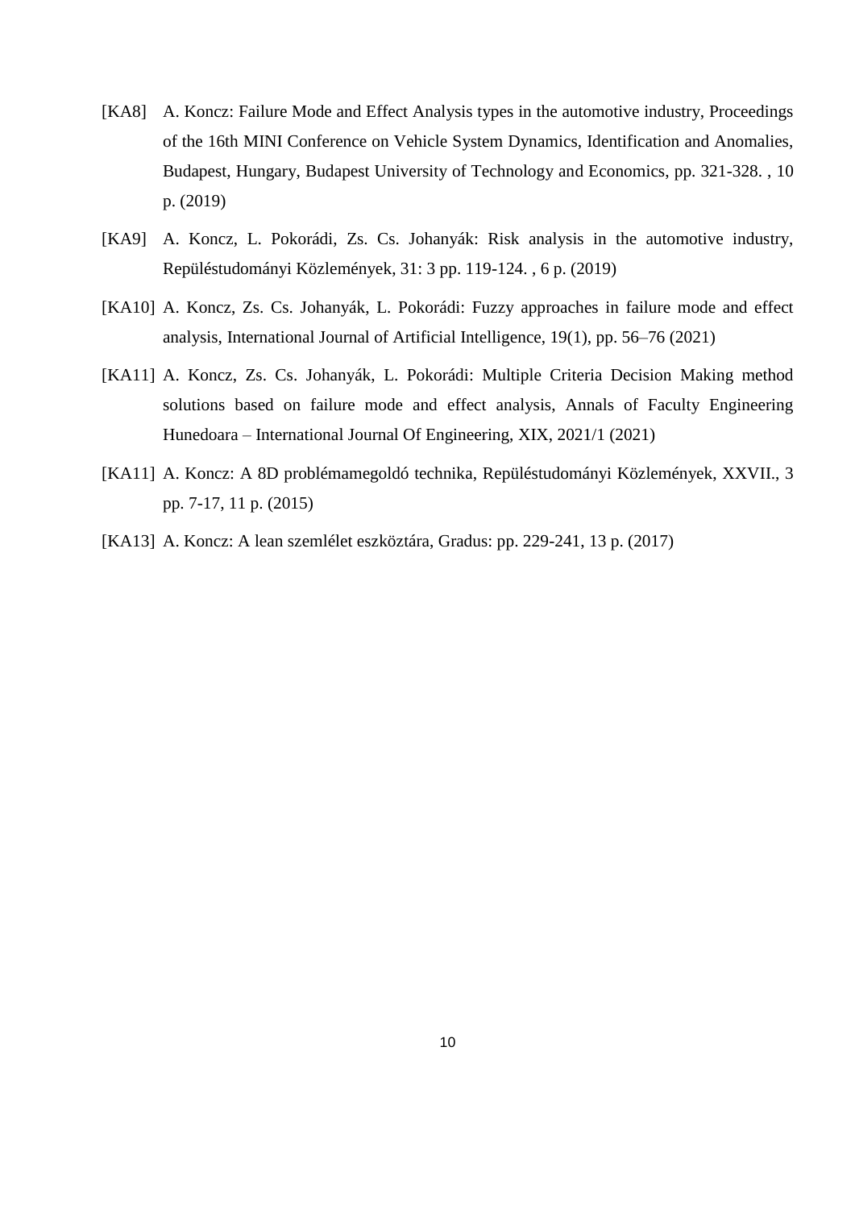[KA8] A. Koncz: Failure Mode and Effect Analysis types in the automotive industry, Proceedings of the 16th MINI Conference on Vehicle System Dynamics, Identification and Anomalies, Budapest, Hungary, Budapest University of Technology and Economics, pp. 321-328. , 10 p. (2019)

[KA9] A. Koncz, L. Pokorádi, Zs. Cs. Johanyák: Risk analysis in the automotive industry, Repüléstudományi Közlemények, 31: 3 pp. 119-124. , 6 p. (2019)

[KA10] A. Koncz, Zs. Cs. Johanyák, L. Pokorádi: Fuzzy approaches in failure mode and effect analysis, International Journal of Artificial Intelligence, 19(1), pp. 56–76 (2021)

[KA11] A. Koncz, Zs. Cs. Johanyák, L. Pokorádi: Multiple Criteria Decision Making method solutions based on failure mode and effect analysis, Annals of Faculty Engineering Hunedoara – International Journal Of Engineering, XIX, 2021/1 (2021)

[KA11] A. Koncz: A 8D problémamegoldó technika, Repüléstudományi Közlemények, XXVII., 3 pp. 7-17, 11 p. (2015)

[KA13] A. Koncz: A lean szemlélet eszköztára, Gradus: pp. 229-241, 13 p. (2017)